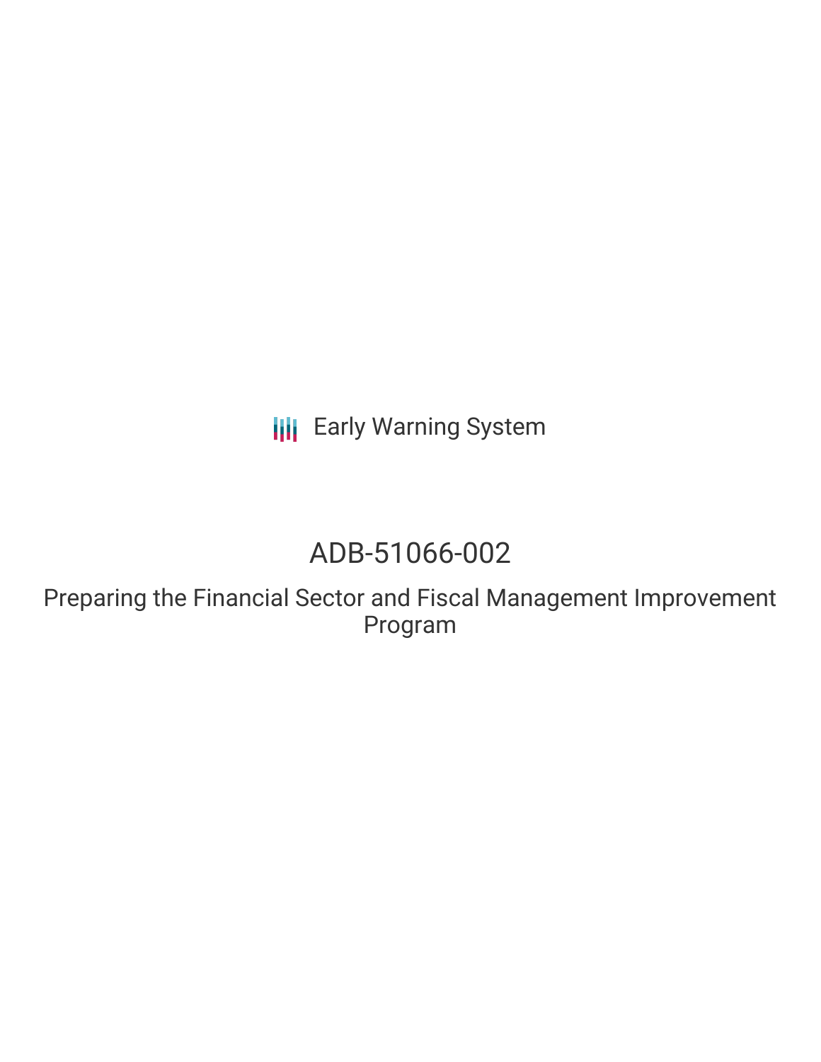Early Warning System

# ADB-51066-002

## Preparing the Financial Sector and Fiscal Management Improvement Program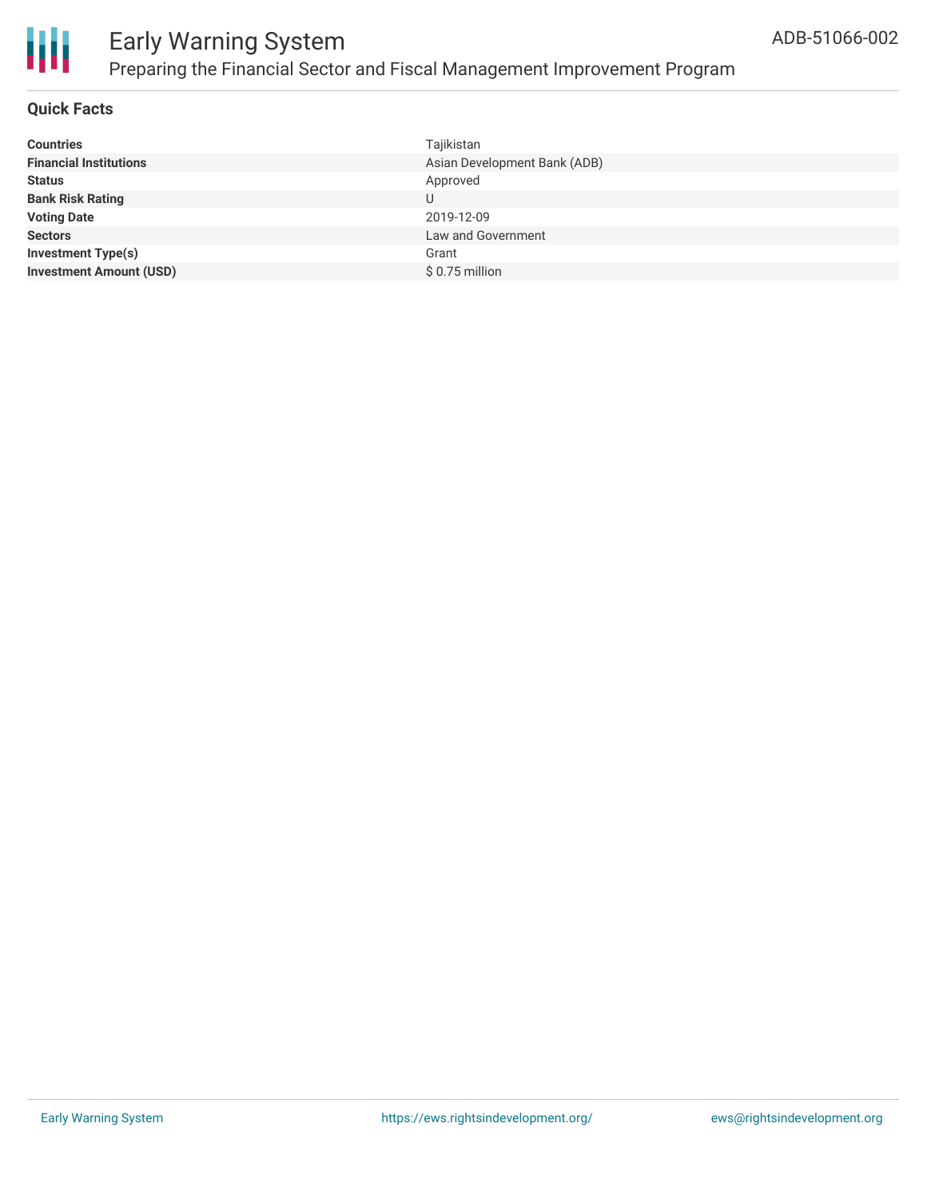# Early Warning System

## Preparing the Financial Sector and Fiscal Management Improvement Program

ADB-51066-002

### Quick Facts

| | |
|---|---|
| **Countries** | Tajikistan |
| **Financial Institutions** | Asian Development Bank (ADB) |
| **Status** | Approved |
| **Bank Risk Rating** | U |
| **Voting Date** | 2019-12-09 |
| **Sectors** | Law and Government |
| **Investment Type(s)** | Grant |
| **Investment Amount (USD)** | $ 0.75 million |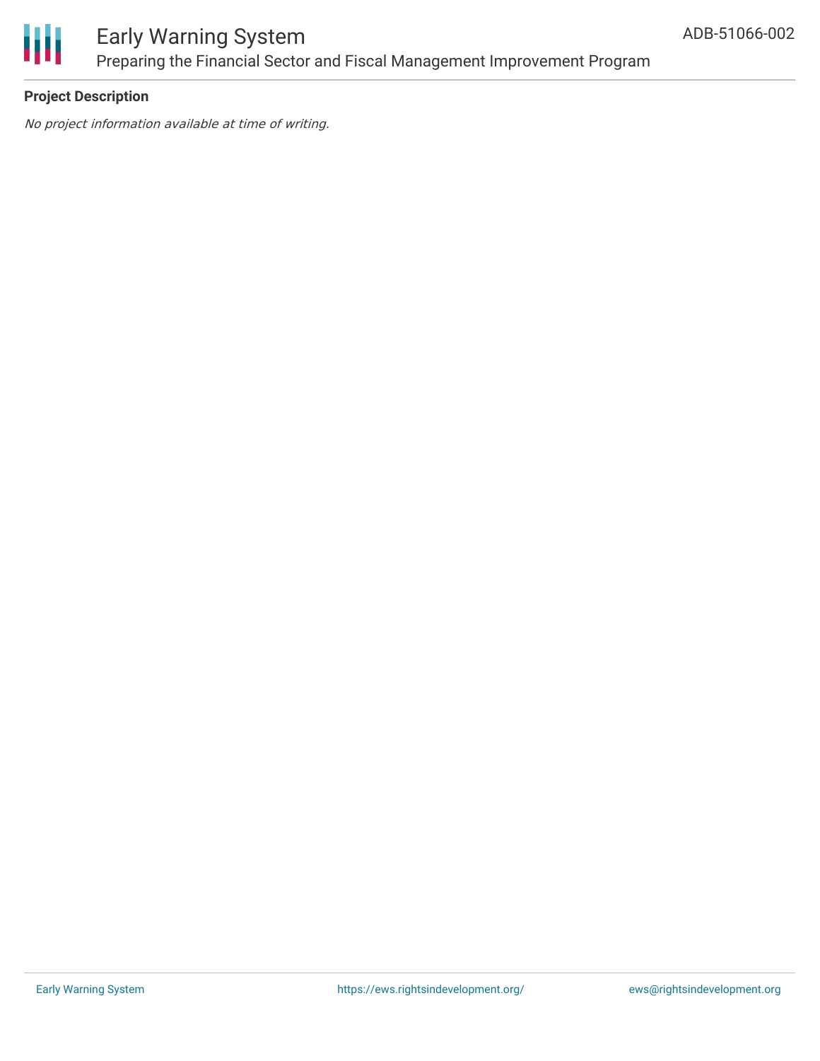**Project Description**

*No project information available at time of writing.*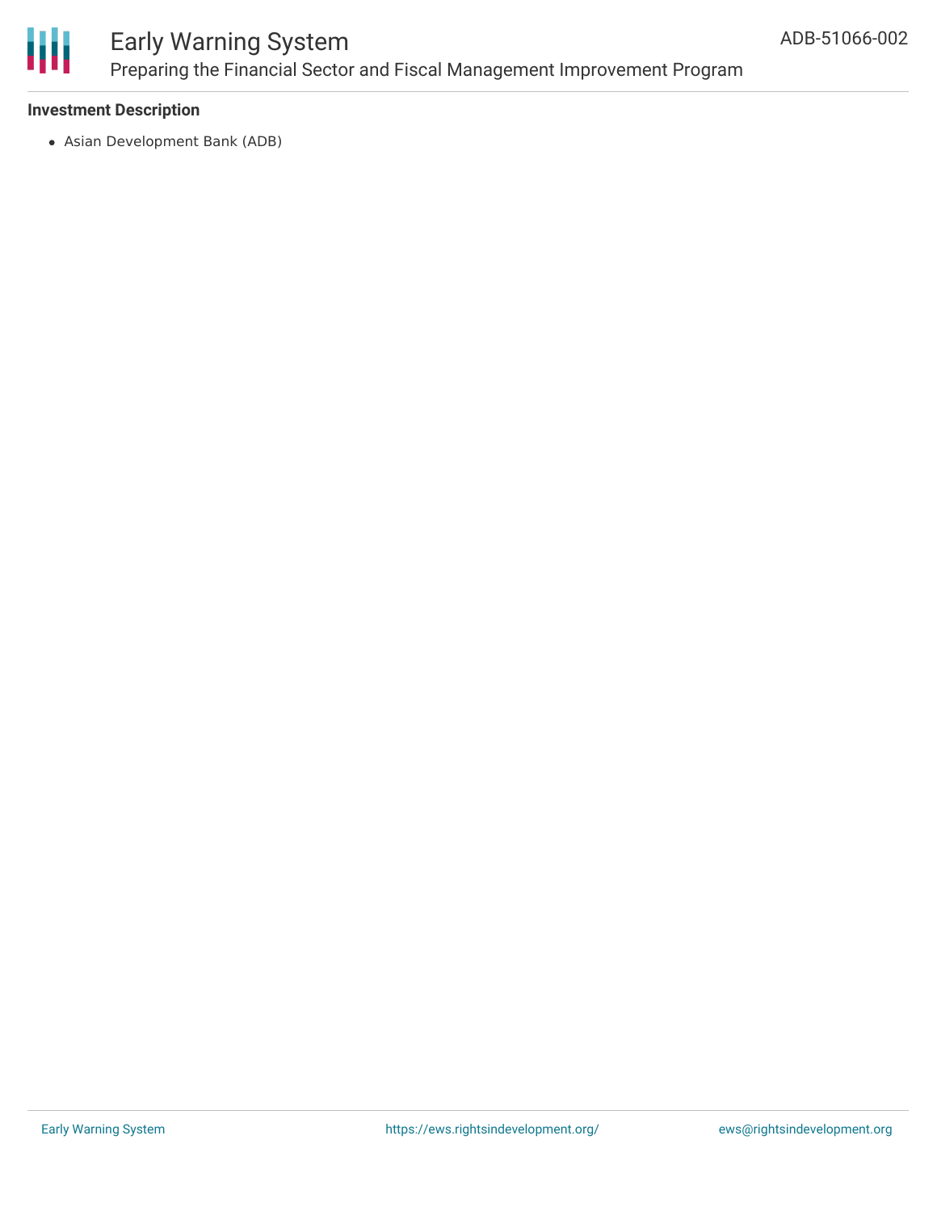### Investment Description

- Asian Development Bank (ADB)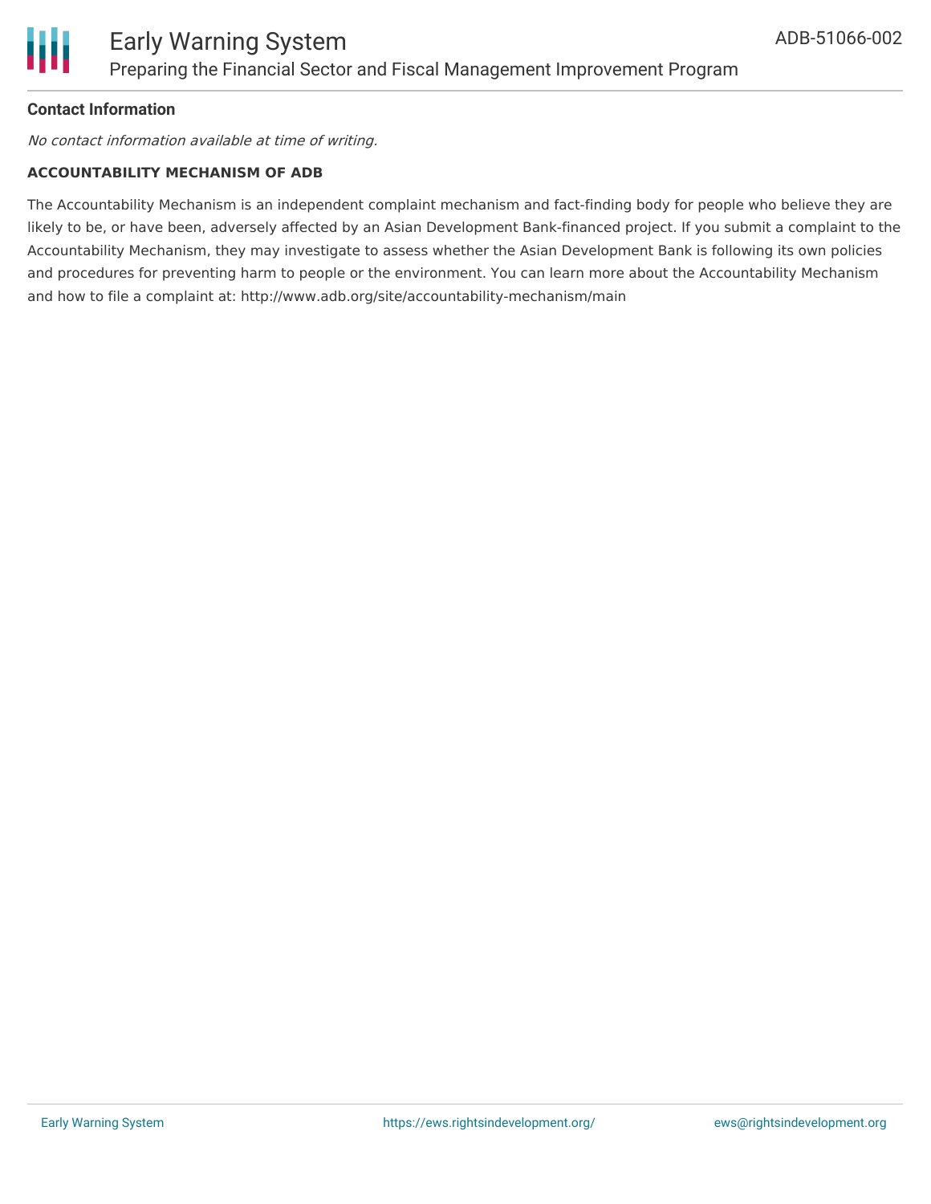**Contact Information**

*No contact information available at time of writing.*

**ACCOUNTABILITY MECHANISM OF ADB**

The Accountability Mechanism is an independent complaint mechanism and fact-finding body for people who believe they are likely to be, or have been, adversely affected by an Asian Development Bank-financed project. If you submit a complaint to the Accountability Mechanism, they may investigate to assess whether the Asian Development Bank is following its own policies and procedures for preventing harm to people or the environment. You can learn more about the Accountability Mechanism and how to file a complaint at: http://www.adb.org/site/accountability-mechanism/main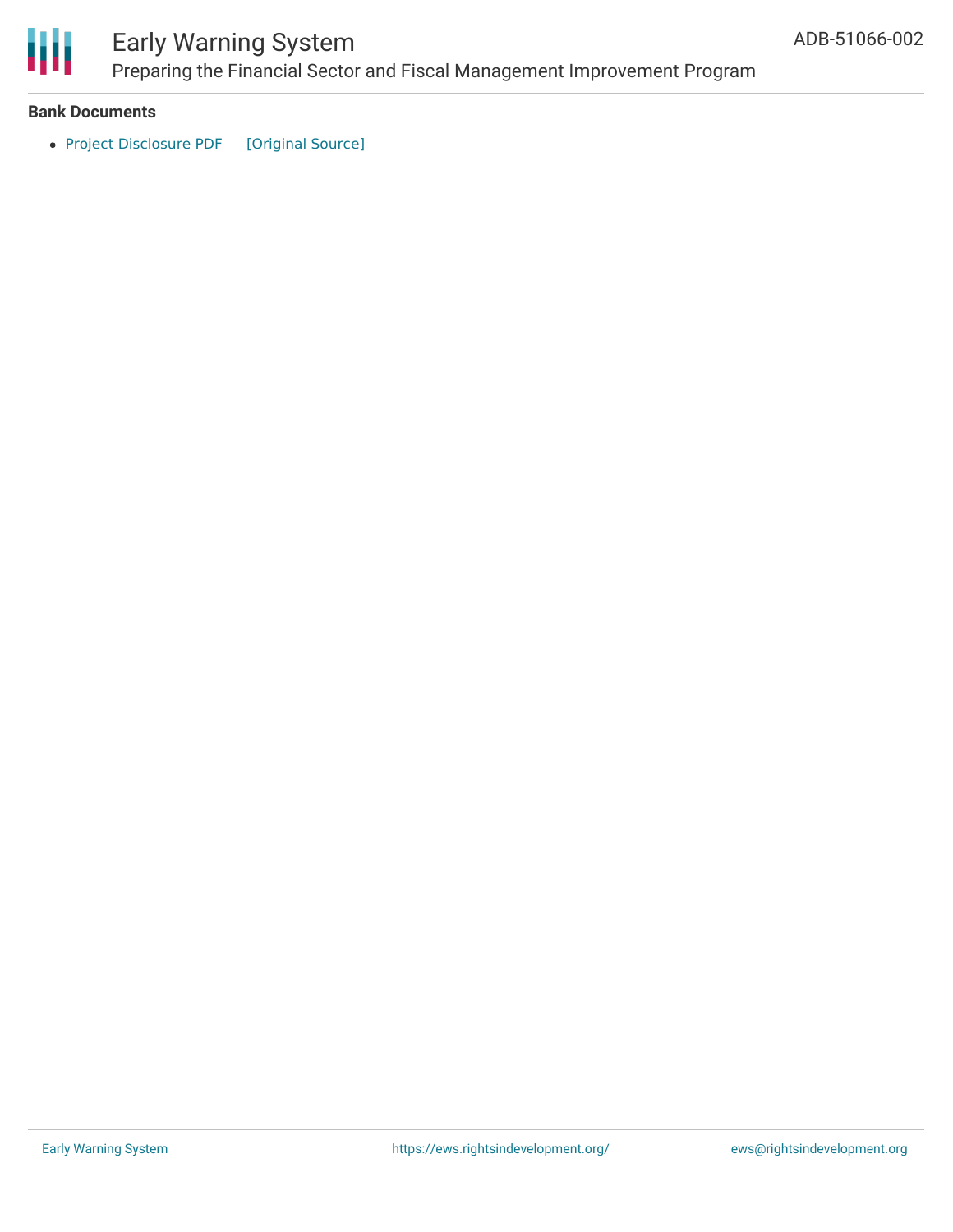**Bank Documents**

- Project Disclosure PDF [Original Source]